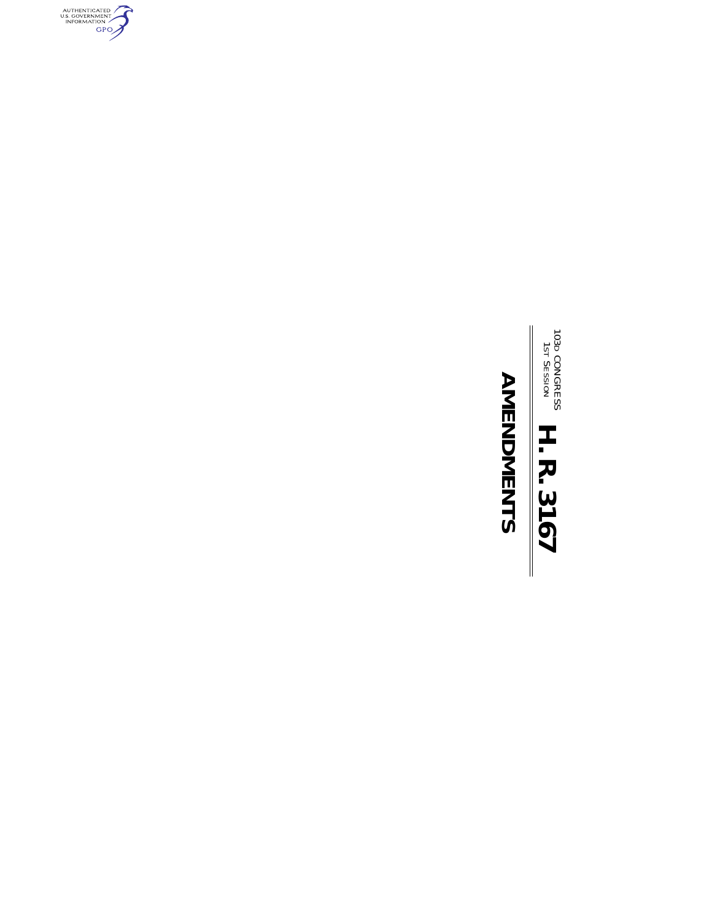103D CONGRESS
1ST SESSION

# H. R. 3167

## AMENDMENTS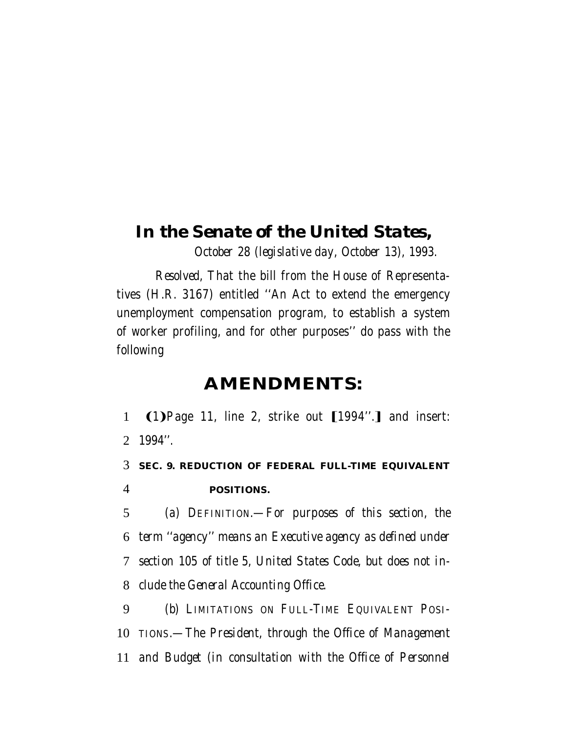# In the Senate of the United States,

*October 28 (legislative day, October 13), 1993.*

*Resolved,* That the bill from the House of Representatives (H.R. 3167) entitled ''An Act to extend the emergency unemployment compensation program, to establish a system of worker profiling, and for other purposes'' do pass with the following

## AMENDMENTS:

1 (1)Page 11, line 2, strike out [1994''.] and insert:
2 *1994''.*

3 **SEC. 9. REDUCTION OF FEDERAL FULL-TIME EQUIVALENT**
4 **POSITIONS.**

5 *(a)* DEFINITION.—*For purposes of this section, the*
6 *term ''agency'' means an Executive agency as defined under*
7 *section 105 of title 5, United States Code, but does not in-*
8 *clude the General Accounting Office.*

9 *(b)* LIMITATIONS ON FULL-TIME EQUIVALENT POSI-
10 TIONS.—*The President, through the Office of Management*
11 *and Budget (in consultation with the Office of Personnel*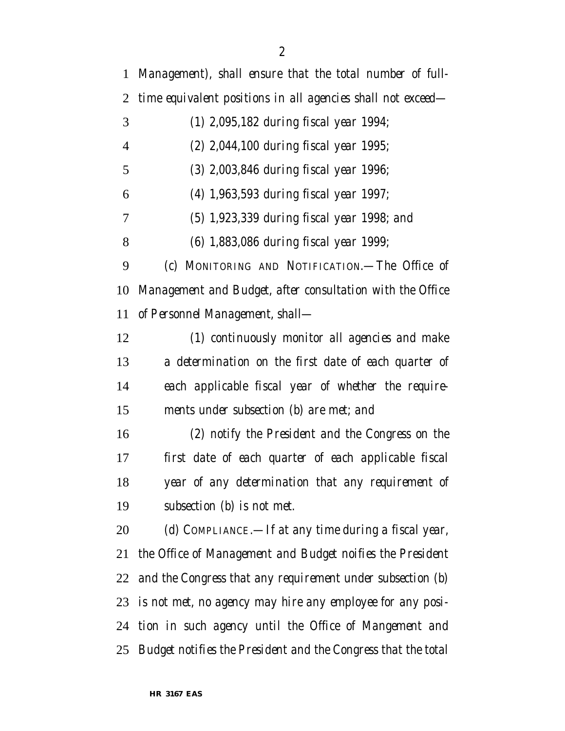Management), shall ensure that the total number of full-time equivalent positions in all agencies shall not exceed—

(1) 2,095,182 during fiscal year 1994;

(2) 2,044,100 during fiscal year 1995;

(3) 2,003,846 during fiscal year 1996;

(4) 1,963,593 during fiscal year 1997;

(5) 1,923,339 during fiscal year 1998; and

(6) 1,883,086 during fiscal year 1999;

(c) MONITORING AND NOTIFICATION.—The Office of Management and Budget, after consultation with the Office of Personnel Management, shall—

(1) continuously monitor all agencies and make a determination on the first date of each quarter of each applicable fiscal year of whether the requirements under subsection (b) are met; and

(2) notify the President and the Congress on the first date of each quarter of each applicable fiscal year of any determination that any requirement of subsection (b) is not met.

(d) COMPLIANCE.—If at any time during a fiscal year, the Office of Management and Budget noifies the President and the Congress that any requirement under subsection (b) is not met, no agency may hire any employee for any position in such agency until the Office of Mangement and Budget notifies the President and the Congress that the total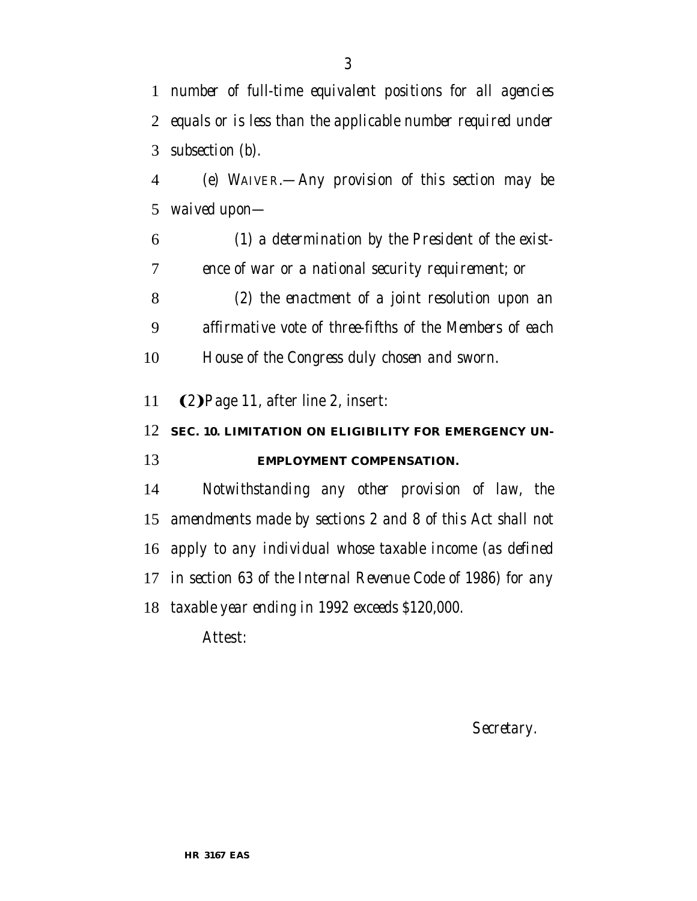*number of full-time equivalent positions for all agencies equals or is less than the applicable number required under subsection (b).*

*(e) WAIVER.—Any provision of this section may be waived upon—*

*(1) a determination by the President of the existence of war or a national security requirement; or*

*(2) the enactment of a joint resolution upon an affirmative vote of three-fifths of the Members of each House of the Congress duly chosen and sworn.*

*(2) Page 11, after line 2, insert:*

**SEC. 10. LIMITATION ON ELIGIBILITY FOR EMERGENCY UNEMPLOYMENT COMPENSATION.**

*Notwithstanding any other provision of law, the amendments made by sections 2 and 8 of this Act shall not apply to any individual whose taxable income (as defined in section 63 of the Internal Revenue Code of 1986) for any taxable year ending in 1992 exceeds $120,000.*

*Attest:*

*Secretary.*

**HR 3167 EAS**